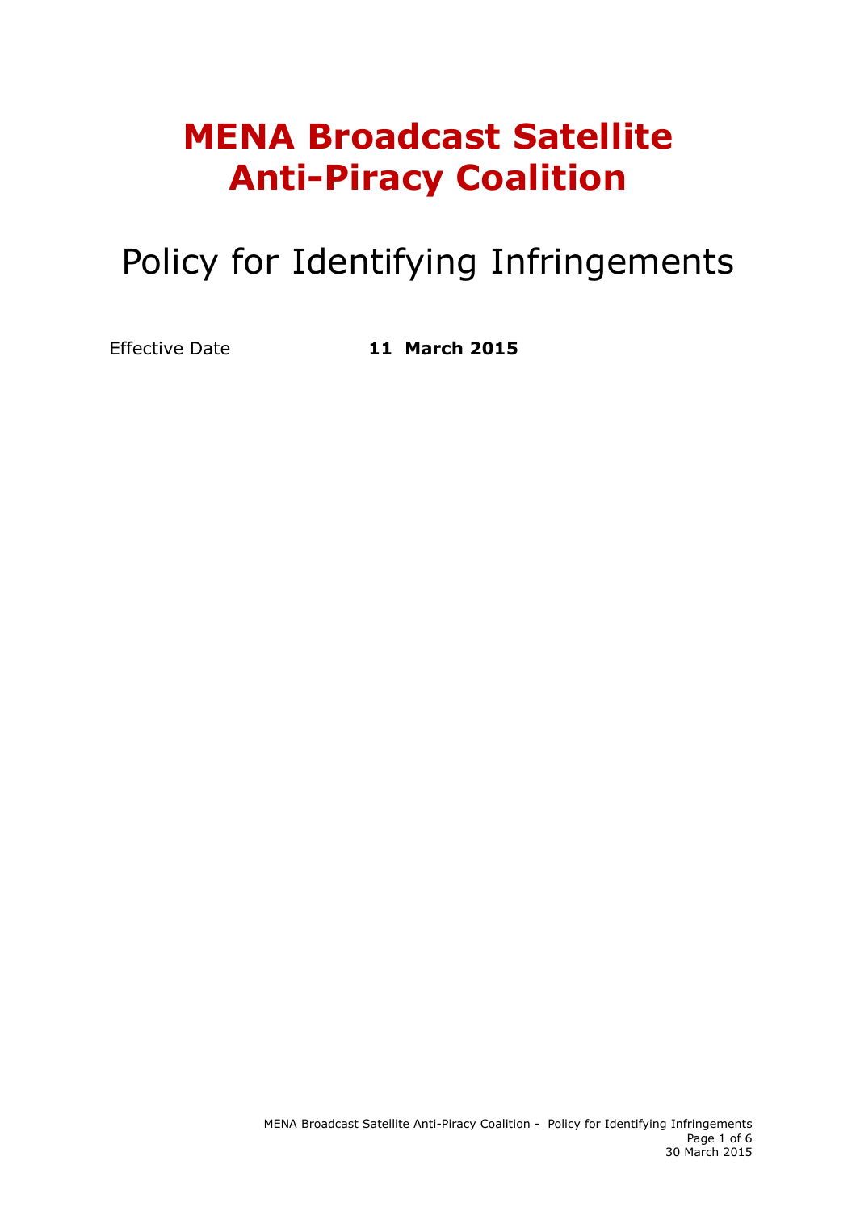# MENA Broadcast Satellite Anti-Piracy Coalition

## Policy for Identifying Infringements

Effective Date **11 March 2015**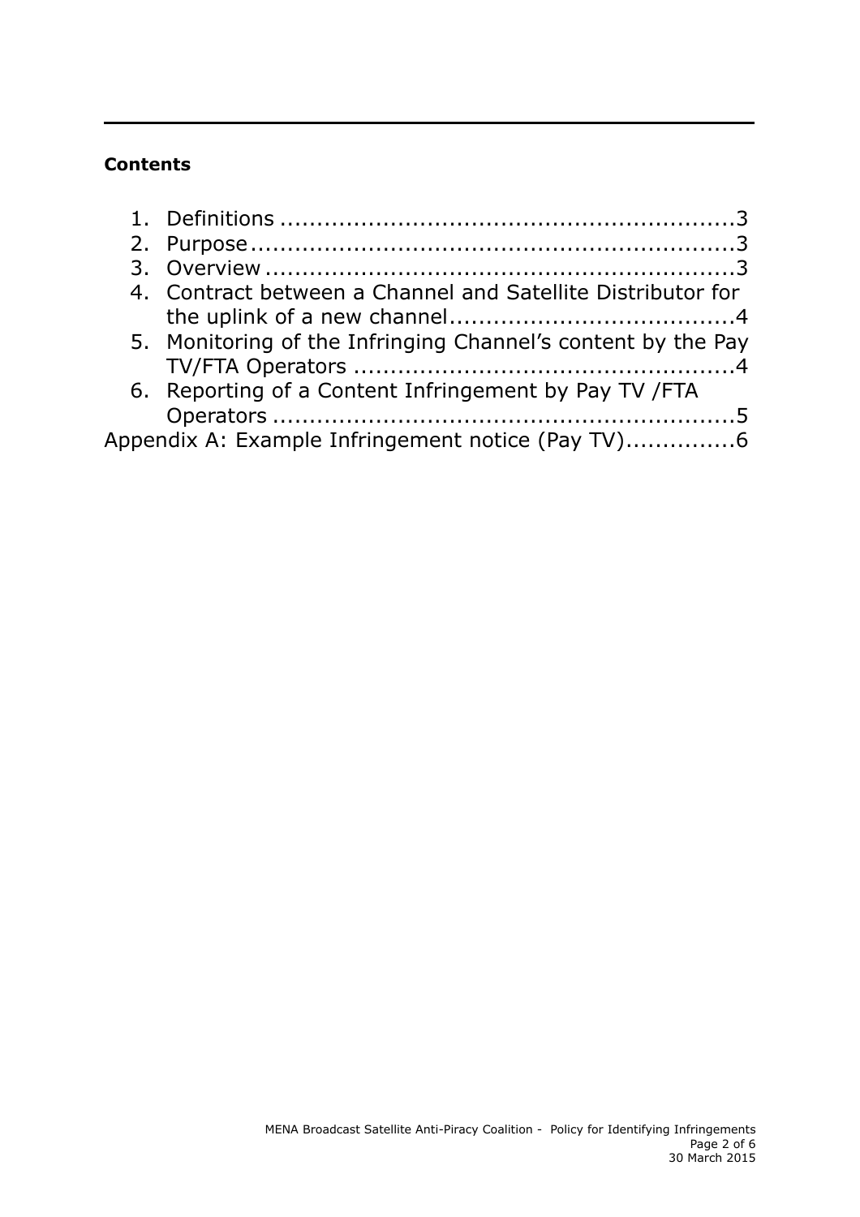**Contents**

1. Definitions ............................................................3
2. Purpose ................................................................3
3. Overview ..............................................................3
4. Contract between a Channel and Satellite Distributor for the uplink of a new channel......................................4
5. Monitoring of the Infringing Channel's content by the Pay TV/FTA Operators ..................................................4
6. Reporting of a Content Infringement by Pay TV /FTA Operators ..............................................................5

Appendix A: Example Infringement notice (Pay TV)..............6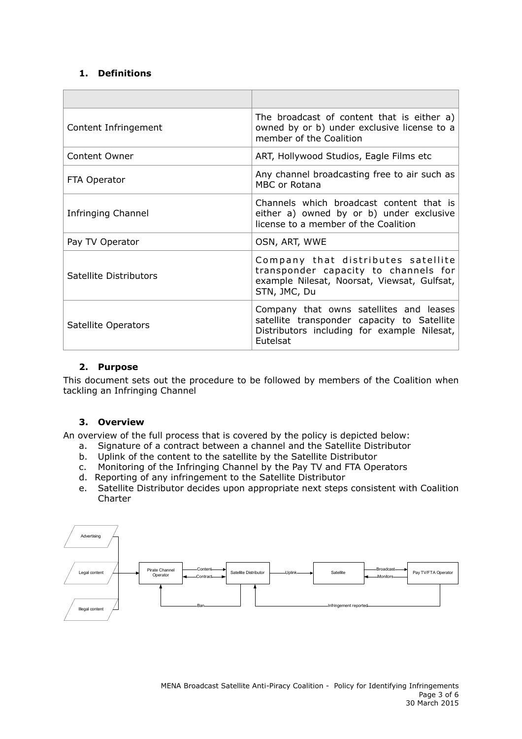## 1. Definitions

| | |
|---|---|
| Content Infringement | The broadcast of content that is either a) owned by or b) under exclusive license to a member of the Coalition |
| Content Owner | ART, Hollywood Studios, Eagle Films etc |
| FTA Operator | Any channel broadcasting free to air such as MBC or Rotana |
| Infringing Channel | Channels which broadcast content that is either a) owned by or b) under exclusive license to a member of the Coalition |
| Pay TV Operator | OSN, ART, WWE |
| Satellite Distributors | Company that distributes satellite transponder capacity to channels for example Nilesat, Noorsat, Viewsat, Gulfsat, STN, JMC, Du |
| Satellite Operators | Company that owns satellites and leases satellite transponder capacity to Satellite Distributors including for example Nilesat, Eutelsat |

## 2. Purpose

This document sets out the procedure to be followed by members of the Coalition when tackling an Infringing Channel

## 3. Overview

An overview of the full process that is covered by the policy is depicted below:

a. Signature of a contract between a channel and the Satellite Distributor
b. Uplink of the content to the satellite by the Satellite Distributor
c. Monitoring of the Infringing Channel by the Pay TV and FTA Operators
d. Reporting of any infringement to the Satellite Distributor
e. Satellite Distributor decides upon appropriate next steps consistent with Coalition Charter

Advertising
Legal content
Illegal content
Pirate Channel Operator
Content
Contract
Satellite Distributor
Uplink
Satellite
Broadcast
Monitors
Pay TV/FTA Operator
Ban
Infringement reported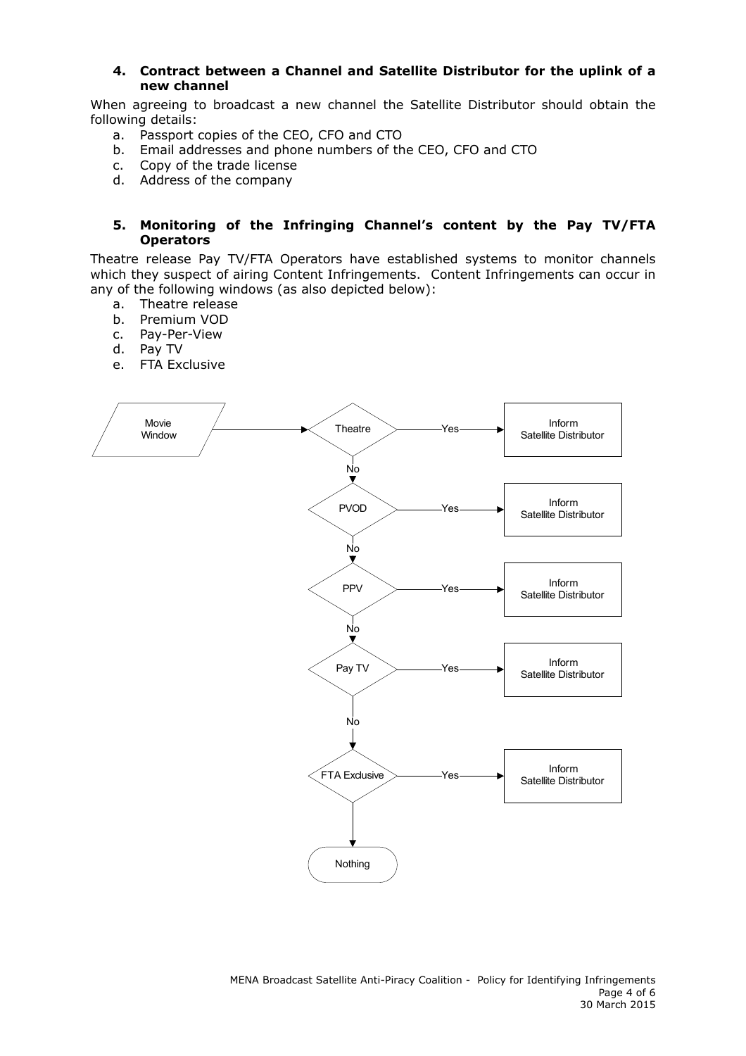### 4. Contract between a Channel and Satellite Distributor for the uplink of a new channel

When agreeing to broadcast a new channel the Satellite Distributor should obtain the following details:

a. Passport copies of the CEO, CFO and CTO
b. Email addresses and phone numbers of the CEO, CFO and CTO
c. Copy of the trade license
d. Address of the company

### 5. Monitoring of the Infringing Channel's content by the Pay TV/FTA Operators

Theatre release Pay TV/FTA Operators have established systems to monitor channels which they suspect of airing Content Infringements. Content Infringements can occur in any of the following windows (as also depicted below):

a. Theatre release
b. Premium VOD
c. Pay-Per-View
d. Pay TV
e. FTA Exclusive

Movie Window → Theatre

- Theatre — Yes → Inform Satellite Distributor; No → PVOD
- PVOD — Yes → Inform Satellite Distributor; No → PPV
- PPV — Yes → Inform Satellite Distributor; No → Pay TV
- Pay TV — Yes → Inform Satellite Distributor; No → FTA Exclusive
- FTA Exclusive — Yes → Inform Satellite Distributor; otherwise → Nothing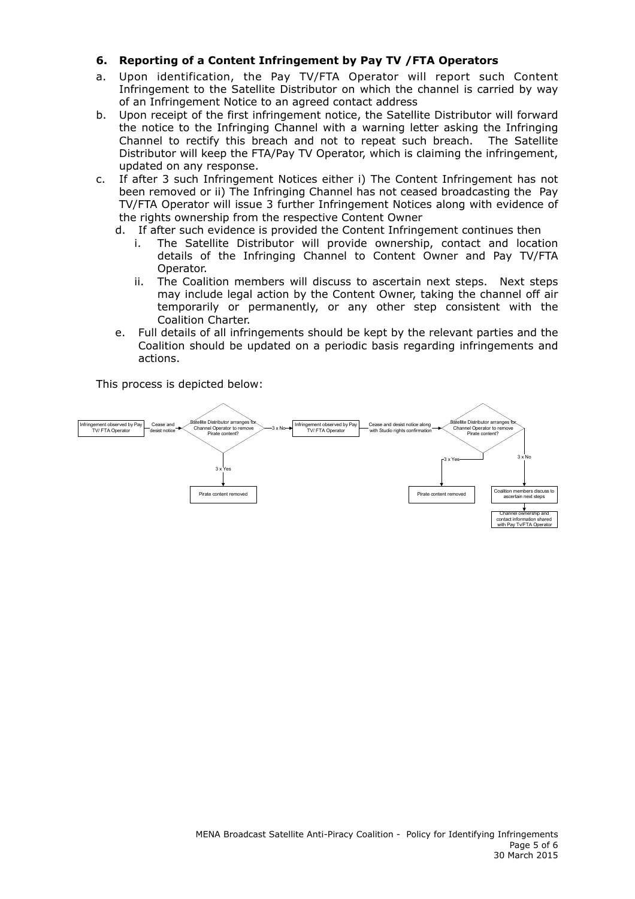### 6. Reporting of a Content Infringement by Pay TV /FTA Operators

a. Upon identification, the Pay TV/FTA Operator will report such Content Infringement to the Satellite Distributor on which the channel is carried by way of an Infringement Notice to an agreed contact address

b. Upon receipt of the first infringement notice, the Satellite Distributor will forward the notice to the Infringing Channel with a warning letter asking the Infringing Channel to rectify this breach and not to repeat such breach. The Satellite Distributor will keep the FTA/Pay TV Operator, which is claiming the infringement, updated on any response.

c. If after 3 such Infringement Notices either i) The Content Infringement has not been removed or ii) The Infringing Channel has not ceased broadcasting the Pay TV/FTA Operator will issue 3 further Infringement Notices along with evidence of the rights ownership from the respective Content Owner

   d. If after such evidence is provided the Content Infringement continues then

      i. The Satellite Distributor will provide ownership, contact and location details of the Infringing Channel to Content Owner and Pay TV/FTA Operator.

      ii. The Coalition members will discuss to ascertain next steps. Next steps may include legal action by the Content Owner, taking the channel off air temporarily or permanently, or any other step consistent with the Coalition Charter.

   e. Full details of all infringements should be kept by the relevant parties and the Coalition should be updated on a periodic basis regarding infringements and actions.

This process is depicted below:

Infringement observed by Pay TV/ FTA Operator → Cease and desist notice → Satellite Distributor arranges for Channel Operator to remove Pirate content?
- 3 x Yes → Pirate content removed
- 3 x No → Infringement observed by Pay TV/ FTA Operator → Cease and desist notice along with Studio rights confirmation → Satellite Distributor arranges for Channel Operator to remove Pirate content?
  - 3 x Yes → Pirate content removed
  - 3 x No → Coalition members discuss to ascertain next steps → Channel ownership and contact information shared with Pay Tv/FTA Operator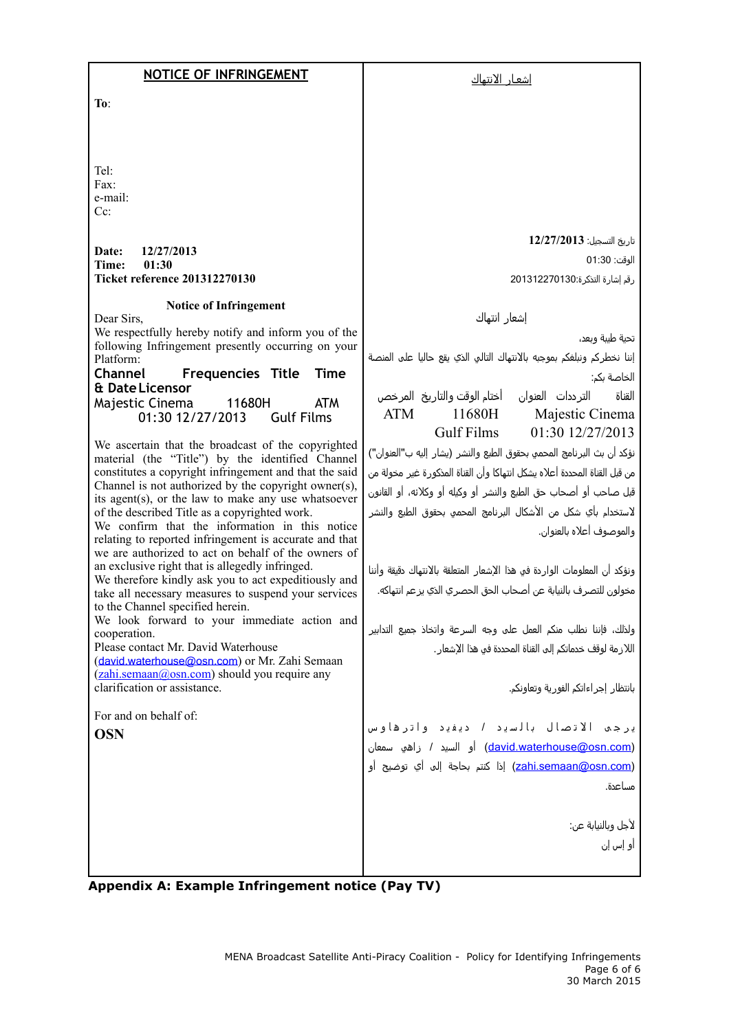## NOTICE OF INFRINGEMENT

**To**:

Tel:
Fax:
e-mail:
Cc:

**Date: 12/27/2013**
**Time: 01:30**
**Ticket reference 201312270130**

**Notice of Infringement**

Dear Sirs,
We respectfully hereby notify and inform you of the following Infringement presently occurring on your Platform:

| Channel | Frequencies | Title | Time & Date | Licensor |
|---|---|---|---|---|
| Majestic Cinema | 11680H | ATM | 01:30 12/27/2013 | Gulf Films |

We ascertain that the broadcast of the copyrighted material (the "Title") by the identified Channel constitutes a copyright infringement and that the said Channel is not authorized by the copyright owner(s), its agent(s), or the law to make any use whatsoever of the described Title as a copyrighted work.
We confirm that the information in this notice relating to reported infringement is accurate and that we are authorized to act on behalf of the owners of an exclusive right that is allegedly infringed.
We therefore kindly ask you to act expeditiously and take all necessary measures to suspend your services to the Channel specified herein.
We look forward to your immediate action and cooperation.
Please contact Mr. David Waterhouse (david.waterhouse@osn.com) or Mr. Zahi Semaan (zahi.semaan@osn.com) should you require any clarification or assistance.

For and on behalf of:
**OSN**

## إشعار الانتهاك

تاريخ التسجيل: **12/27/2013**
الوقت: 01:30
رقم إشارة التذكرة:201312270130

إشعار انتهاك

تحية طيبة وبعد،
إننا نخطركم ونبلغكم بموجبه بالانتهاك التالي الذي يقع حاليا على المنصة الخاصة بكم:

| القناة | الترددات | العنوان | أختام الوقت والتاريخ | المرخص |
|---|---|---|---|---|
| Majestic Cinema | 11680H | ATM | 01:30 12/27/2013 | Gulf Films |

نؤكد أن بث البرنامج المحمي بحقوق الطبع والنشر (يشار إليه ب"العنوان") من قبل القناة المحددة أعلاه يشكل انتهاكا وأن القناة المذكورة غير مخولة من قبل صاحب أو أصحاب حق الطبع والنشر أو وكيله أو وكلائه، أو القانون لاستخدام بأي شكل من الأشكال البرنامج المحمي بحقوق الطبع والنشر والموصوف أعلاه بالعنوان.

ونؤكد أن المعلومات الواردة في هذا الإشعار المتعلقة بالانتهاك دقيقة وأننا مخولون للتصرف بالنيابة عن أصحاب الحق الحصري الذي يزعم انتهاكه.

ولذلك، فإننا نطلب منكم العمل على وجه السرعة واتخاذ جميع التدابير اللازمة لوقف خدماتكم إلى القناة المحددة في هذا الإشعار.

بانتظار إجراءاتكم الفورية وتعاونكم.

يرجى الاتصال بالسيد / ديفيد واترهاوس (david.waterhouse@osn.com) أو السيد / زاهي سمعان (zahi.semaan@osn.com) إذا كنتم بحاجة إلى أي توضيح أو مساعدة.

لأجل وبالنيابة عن:
أو إس إن

**Appendix A: Example Infringement notice (Pay TV)**